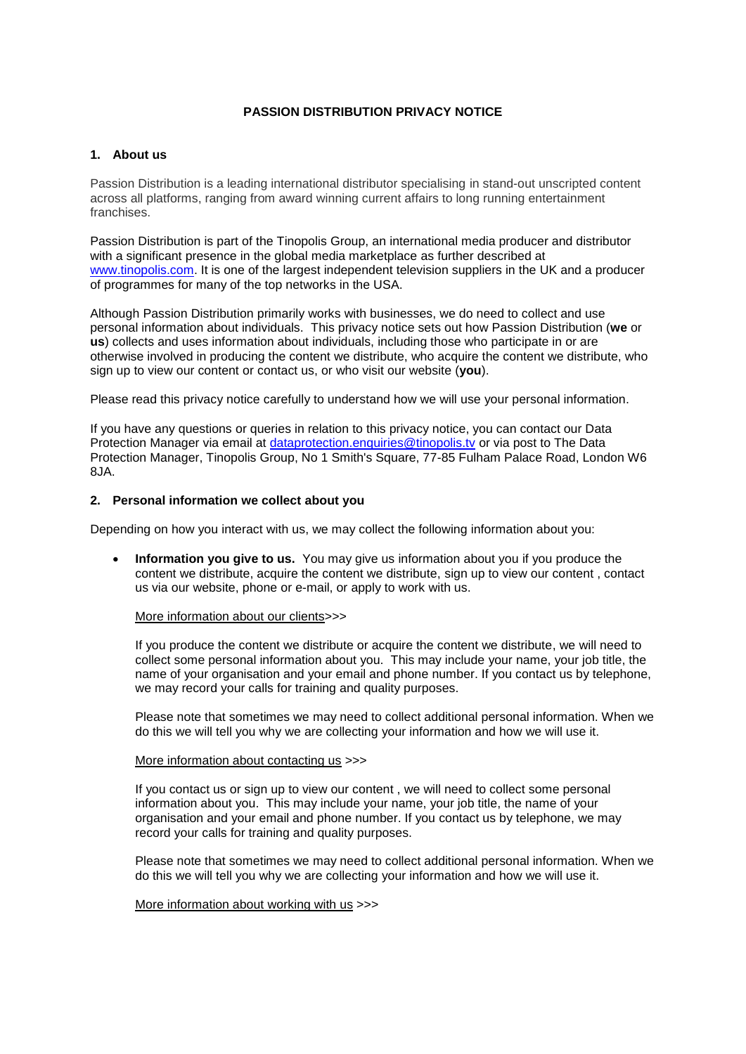# PASSION DISTRIBUTION PRIVACY NOTICE

## 1. About us

Passion Distribution is a leading international distributor specialising in stand-out unscripted content across all platforms, ranging from award winning current affairs to long running entertainment franchises.

Passion Distribution is part of the Tinopolis Group, an international media producer and distributor with a significant presence in the global media marketplace as further described at www.tinopolis.com. It is one of the largest independent television suppliers in the UK and a producer of programmes for many of the top networks in the USA.

Although Passion Distribution primarily works with businesses, we do need to collect and use personal information about individuals. This privacy notice sets out how Passion Distribution (**we** or **us**) collects and uses information about individuals, including those who participate in or are otherwise involved in producing the content we distribute, who acquire the content we distribute, who sign up to view our content or contact us, or who visit our website (**you**).

Please read this privacy notice carefully to understand how we will use your personal information.

If you have any questions or queries in relation to this privacy notice, you can contact our Data Protection Manager via email at dataprotection.enquiries@tinopolis.tv or via post to The Data Protection Manager, Tinopolis Group, No 1 Smith's Square, 77-85 Fulham Palace Road, London W6 8JA.

## 2. Personal information we collect about you

Depending on how you interact with us, we may collect the following information about you:

- **Information you give to us.** You may give us information about you if you produce the content we distribute, acquire the content we distribute, sign up to view our content , contact us via our website, phone or e-mail, or apply to work with us.

  More information about our clients>>>

  If you produce the content we distribute or acquire the content we distribute, we will need to collect some personal information about you. This may include your name, your job title, the name of your organisation and your email and phone number. If you contact us by telephone, we may record your calls for training and quality purposes.

  Please note that sometimes we may need to collect additional personal information. When we do this we will tell you why we are collecting your information and how we will use it.

  More information about contacting us >>>

  If you contact us or sign up to view our content , we will need to collect some personal information about you. This may include your name, your job title, the name of your organisation and your email and phone number. If you contact us by telephone, we may record your calls for training and quality purposes.

  Please note that sometimes we may need to collect additional personal information. When we do this we will tell you why we are collecting your information and how we will use it.

  More information about working with us >>>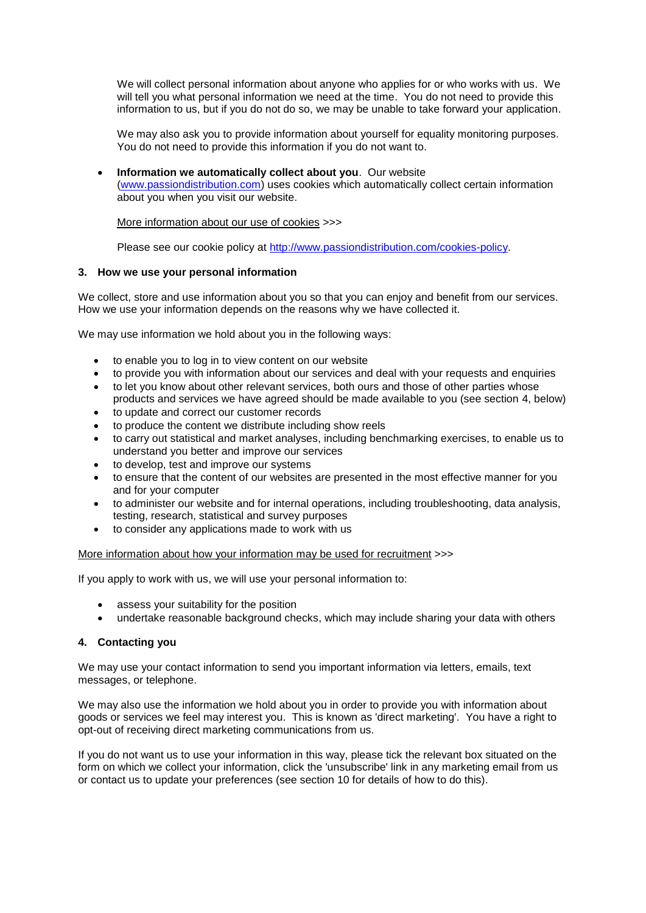We will collect personal information about anyone who applies for or who works with us. We will tell you what personal information we need at the time. You do not need to provide this information to us, but if you do not do so, we may be unable to take forward your application.

We may also ask you to provide information about yourself for equality monitoring purposes. You do not need to provide this information if you do not want to.

- **Information we automatically collect about you**. Our website (www.passiondistribution.com) uses cookies which automatically collect certain information about you when you visit our website.

  More information about our use of cookies >>>

  Please see our cookie policy at http://www.passiondistribution.com/cookies-policy.

### 3. How we use your personal information

We collect, store and use information about you so that you can enjoy and benefit from our services. How we use your information depends on the reasons why we have collected it.

We may use information we hold about you in the following ways:

- to enable you to log in to view content on our website
- to provide you with information about our services and deal with your requests and enquiries
- to let you know about other relevant services, both ours and those of other parties whose products and services we have agreed should be made available to you (see section 4, below)
- to update and correct our customer records
- to produce the content we distribute including show reels
- to carry out statistical and market analyses, including benchmarking exercises, to enable us to understand you better and improve our services
- to develop, test and improve our systems
- to ensure that the content of our websites are presented in the most effective manner for you and for your computer
- to administer our website and for internal operations, including troubleshooting, data analysis, testing, research, statistical and survey purposes
- to consider any applications made to work with us

More information about how your information may be used for recruitment >>>

If you apply to work with us, we will use your personal information to:

- assess your suitability for the position
- undertake reasonable background checks, which may include sharing your data with others

### 4. Contacting you

We may use your contact information to send you important information via letters, emails, text messages, or telephone.

We may also use the information we hold about you in order to provide you with information about goods or services we feel may interest you. This is known as 'direct marketing'. You have a right to opt-out of receiving direct marketing communications from us.

If you do not want us to use your information in this way, please tick the relevant box situated on the form on which we collect your information, click the 'unsubscribe' link in any marketing email from us or contact us to update your preferences (see section 10 for details of how to do this).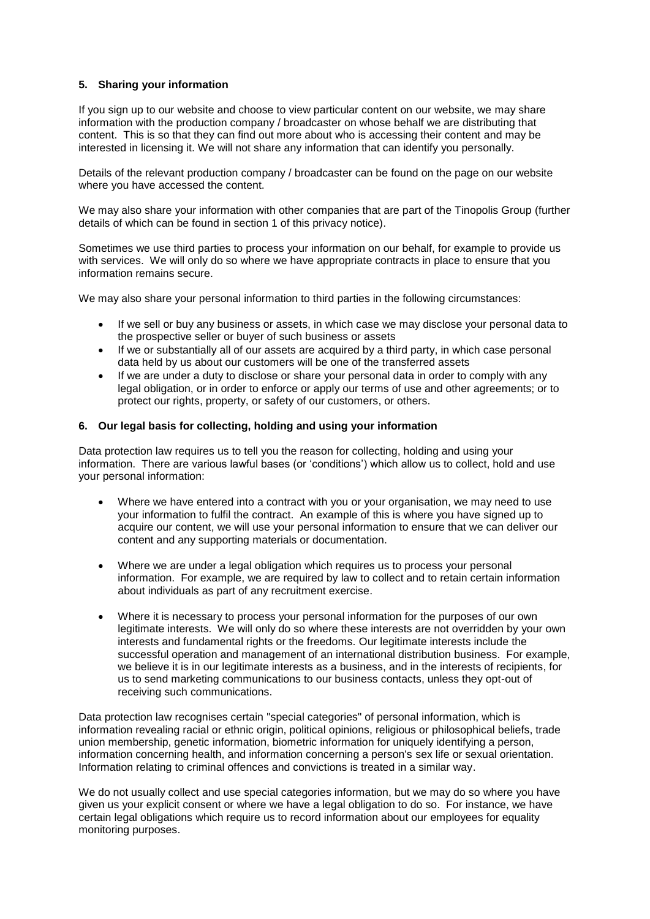### 5. Sharing your information

If you sign up to our website and choose to view particular content on our website, we may share information with the production company / broadcaster on whose behalf we are distributing that content. This is so that they can find out more about who is accessing their content and may be interested in licensing it. We will not share any information that can identify you personally.

Details of the relevant production company / broadcaster can be found on the page on our website where you have accessed the content.

We may also share your information with other companies that are part of the Tinopolis Group (further details of which can be found in section 1 of this privacy notice).

Sometimes we use third parties to process your information on our behalf, for example to provide us with services. We will only do so where we have appropriate contracts in place to ensure that you information remains secure.

We may also share your personal information to third parties in the following circumstances:

- If we sell or buy any business or assets, in which case we may disclose your personal data to the prospective seller or buyer of such business or assets
- If we or substantially all of our assets are acquired by a third party, in which case personal data held by us about our customers will be one of the transferred assets
- If we are under a duty to disclose or share your personal data in order to comply with any legal obligation, or in order to enforce or apply our terms of use and other agreements; or to protect our rights, property, or safety of our customers, or others.

### 6. Our legal basis for collecting, holding and using your information

Data protection law requires us to tell you the reason for collecting, holding and using your information. There are various lawful bases (or 'conditions') which allow us to collect, hold and use your personal information:

- Where we have entered into a contract with you or your organisation, we may need to use your information to fulfil the contract. An example of this is where you have signed up to acquire our content, we will use your personal information to ensure that we can deliver our content and any supporting materials or documentation.
- Where we are under a legal obligation which requires us to process your personal information. For example, we are required by law to collect and to retain certain information about individuals as part of any recruitment exercise.
- Where it is necessary to process your personal information for the purposes of our own legitimate interests. We will only do so where these interests are not overridden by your own interests and fundamental rights or the freedoms. Our legitimate interests include the successful operation and management of an international distribution business. For example, we believe it is in our legitimate interests as a business, and in the interests of recipients, for us to send marketing communications to our business contacts, unless they opt-out of receiving such communications.

Data protection law recognises certain "special categories" of personal information, which is information revealing racial or ethnic origin, political opinions, religious or philosophical beliefs, trade union membership, genetic information, biometric information for uniquely identifying a person, information concerning health, and information concerning a person's sex life or sexual orientation. Information relating to criminal offences and convictions is treated in a similar way.

We do not usually collect and use special categories information, but we may do so where you have given us your explicit consent or where we have a legal obligation to do so. For instance, we have certain legal obligations which require us to record information about our employees for equality monitoring purposes.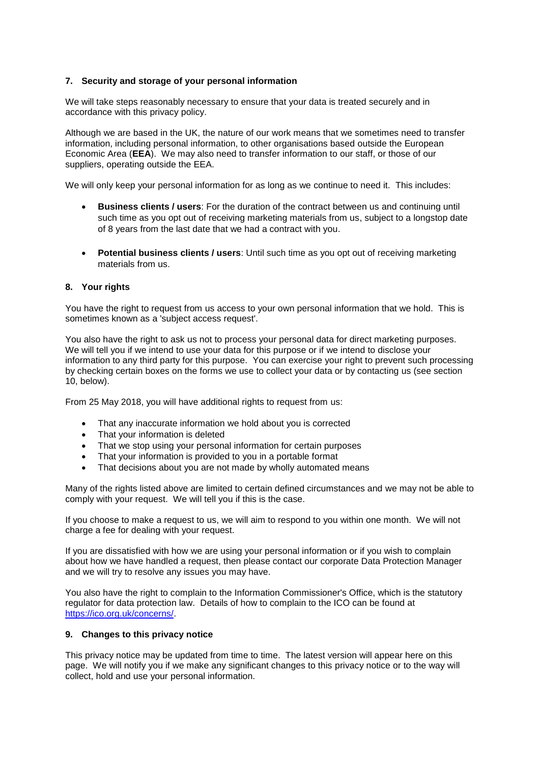## 7. Security and storage of your personal information

We will take steps reasonably necessary to ensure that your data is treated securely and in accordance with this privacy policy.

Although we are based in the UK, the nature of our work means that we sometimes need to transfer information, including personal information, to other organisations based outside the European Economic Area (**EEA**). We may also need to transfer information to our staff, or those of our suppliers, operating outside the EEA.

We will only keep your personal information for as long as we continue to need it. This includes:

- **Business clients / users**: For the duration of the contract between us and continuing until such time as you opt out of receiving marketing materials from us, subject to a longstop date of 8 years from the last date that we had a contract with you.
- **Potential business clients / users**: Until such time as you opt out of receiving marketing materials from us.

## 8. Your rights

You have the right to request from us access to your own personal information that we hold. This is sometimes known as a 'subject access request'.

You also have the right to ask us not to process your personal data for direct marketing purposes. We will tell you if we intend to use your data for this purpose or if we intend to disclose your information to any third party for this purpose. You can exercise your right to prevent such processing by checking certain boxes on the forms we use to collect your data or by contacting us (see section 10, below).

From 25 May 2018, you will have additional rights to request from us:

- That any inaccurate information we hold about you is corrected
- That your information is deleted
- That we stop using your personal information for certain purposes
- That your information is provided to you in a portable format
- That decisions about you are not made by wholly automated means

Many of the rights listed above are limited to certain defined circumstances and we may not be able to comply with your request. We will tell you if this is the case.

If you choose to make a request to us, we will aim to respond to you within one month. We will not charge a fee for dealing with your request.

If you are dissatisfied with how we are using your personal information or if you wish to complain about how we have handled a request, then please contact our corporate Data Protection Manager and we will try to resolve any issues you may have.

You also have the right to complain to the Information Commissioner's Office, which is the statutory regulator for data protection law. Details of how to complain to the ICO can be found at [https://ico.org.uk/concerns/](https://ico.org.uk/concerns/).

## 9. Changes to this privacy notice

This privacy notice may be updated from time to time. The latest version will appear here on this page. We will notify you if we make any significant changes to this privacy notice or to the way will collect, hold and use your personal information.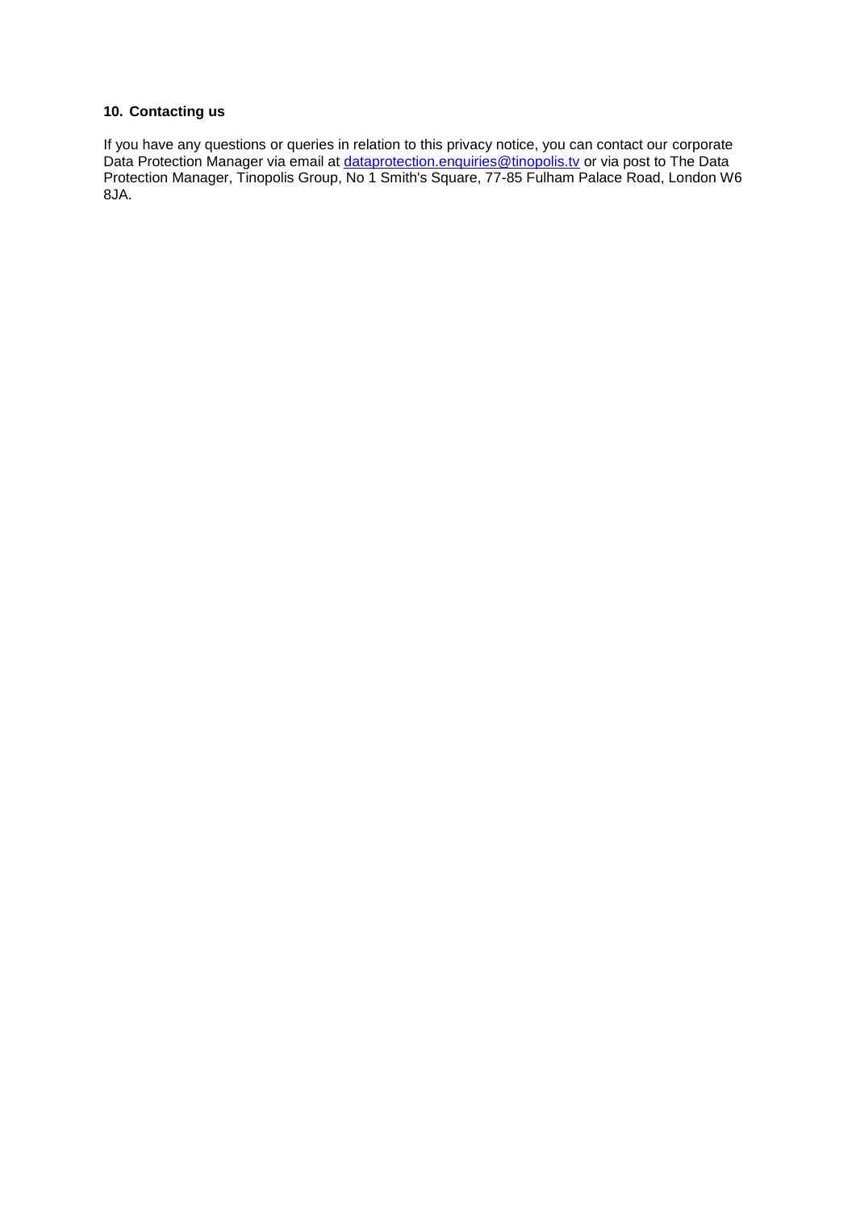## 10. Contacting us

If you have any questions or queries in relation to this privacy notice, you can contact our corporate Data Protection Manager via email at [dataprotection.enquiries@tinopolis.tv](mailto:dataprotection.enquiries@tinopolis.tv) or via post to The Data Protection Manager, Tinopolis Group, No 1 Smith's Square, 77-85 Fulham Palace Road, London W6 8JA.